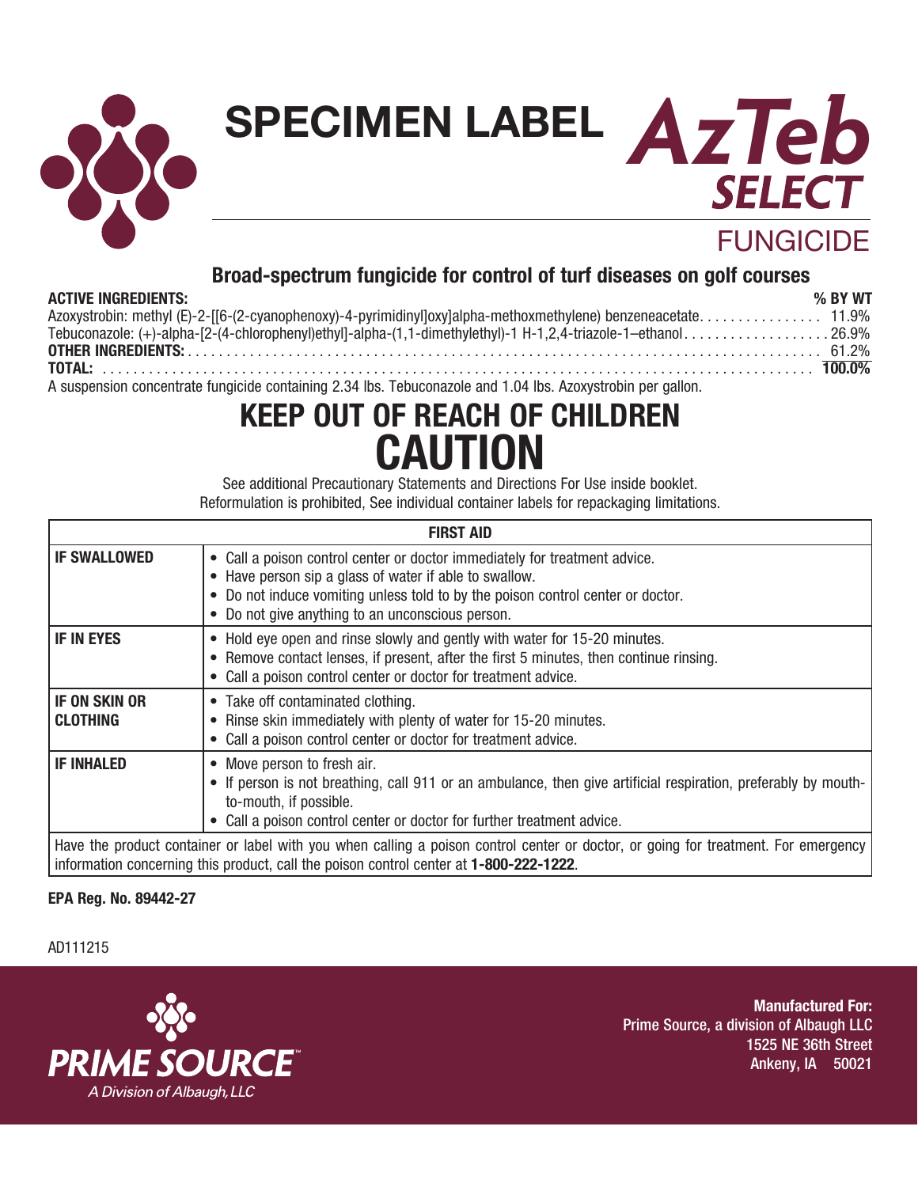# SPECIMEN LABEL

# AzTeb SELECT

## FUNGICIDE

### Broad-spectrum fungicide for control of turf diseases on golf courses

| ACTIVE INGREDIENTS: | % BY WT |
|---|---|
| Azoxystrobin: methyl (E)-2-[[6-(2-cyanophenoxy)-4-pyrimidinyl]oxy]alpha-methoxmethylene) benzeneacetate | 11.9% |
| Tebuconazole: (+)-alpha-[2-(4-chlorophenyl)ethyl]-alpha-(1,1-dimethylethyl)-1 H-1,2,4-triazole-1–ethanol | 26.9% |
| **OTHER INGREDIENTS:** | 61.2% |
| **TOTAL:** | **100.0%** |

A suspension concentrate fungicide containing 2.34 lbs. Tebuconazole and 1.04 lbs. Azoxystrobin per gallon.

# KEEP OUT OF REACH OF CHILDREN
# CAUTION

See additional Precautionary Statements and Directions For Use inside booklet.
Reformulation is prohibited, See individual container labels for repackaging limitations.

| FIRST AID | |
|---|---|
| **IF SWALLOWED** | • Call a poison control center or doctor immediately for treatment advice.<br>• Have person sip a glass of water if able to swallow.<br>• Do not induce vomiting unless told to by the poison control center or doctor.<br>• Do not give anything to an unconscious person. |
| **IF IN EYES** | • Hold eye open and rinse slowly and gently with water for 15-20 minutes.<br>• Remove contact lenses, if present, after the first 5 minutes, then continue rinsing.<br>• Call a poison control center or doctor for treatment advice. |
| **IF ON SKIN OR CLOTHING** | • Take off contaminated clothing.<br>• Rinse skin immediately with plenty of water for 15-20 minutes.<br>• Call a poison control center or doctor for treatment advice. |
| **IF INHALED** | • Move person to fresh air.<br>• If person is not breathing, call 911 or an ambulance, then give artificial respiration, preferably by mouth-to-mouth, if possible.<br>• Call a poison control center or doctor for further treatment advice. |
| Have the product container or label with you when calling a poison control center or doctor, or going for treatment. For emergency information concerning this product, call the poison control center at **1-800-222-1222**. | |

**EPA Reg. No. 89442-27**

AD111215

PRIME SOURCE™
A Division of Albaugh, LLC

**Manufactured For:**
Prime Source, a division of Albaugh LLC
1525 NE 36th Street
Ankeny, IA 50021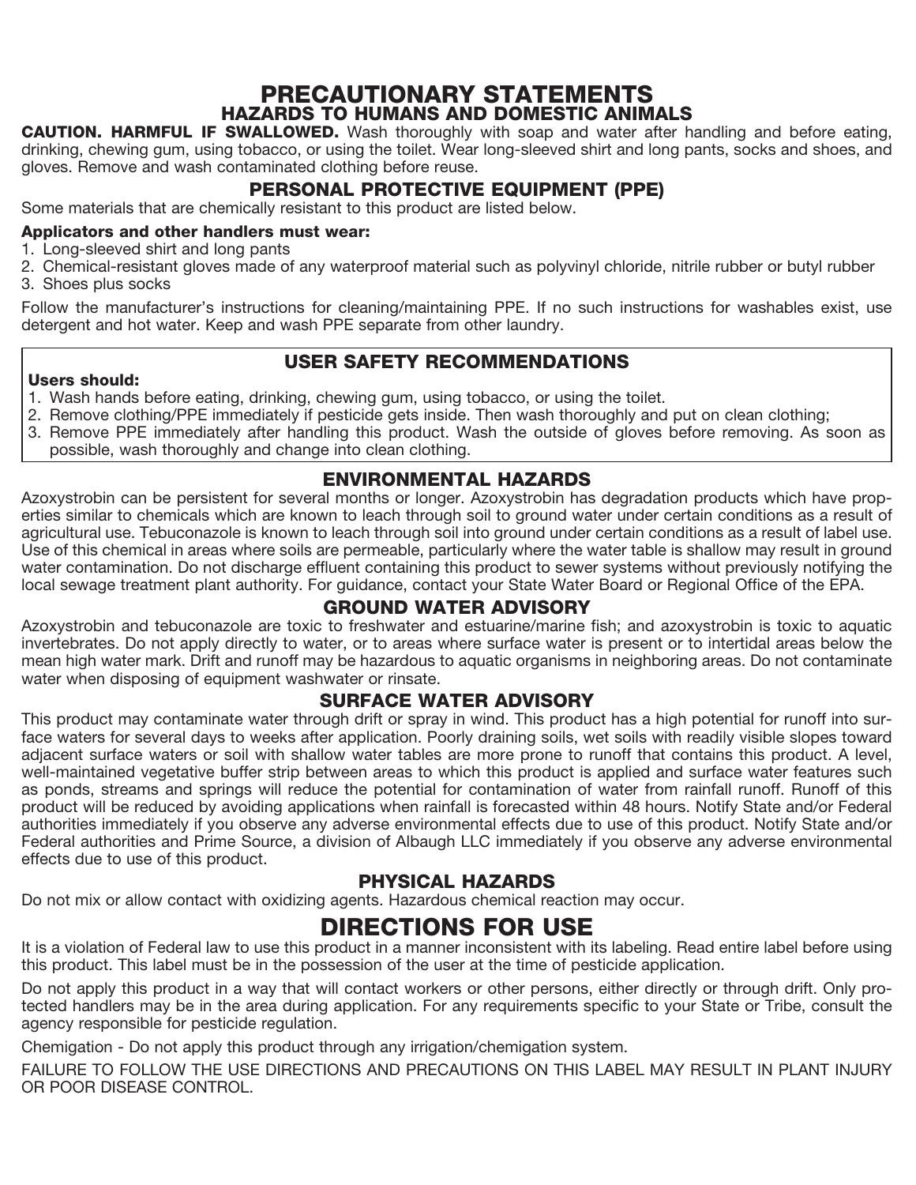# PRECAUTIONARY STATEMENTS

## HAZARDS TO HUMANS AND DOMESTIC ANIMALS

**CAUTION. HARMFUL IF SWALLOWED.** Wash thoroughly with soap and water after handling and before eating, drinking, chewing gum, using tobacco, or using the toilet. Wear long-sleeved shirt and long pants, socks and shoes, and gloves. Remove and wash contaminated clothing before reuse.

### PERSONAL PROTECTIVE EQUIPMENT (PPE)

Some materials that are chemically resistant to this product are listed below.

**Applicators and other handlers must wear:**

1. Long-sleeved shirt and long pants
2. Chemical-resistant gloves made of any waterproof material such as polyvinyl chloride, nitrile rubber or butyl rubber
3. Shoes plus socks

Follow the manufacturer's instructions for cleaning/maintaining PPE. If no such instructions for washables exist, use detergent and hot water. Keep and wash PPE separate from other laundry.

### USER SAFETY RECOMMENDATIONS

**Users should:**

1. Wash hands before eating, drinking, chewing gum, using tobacco, or using the toilet.
2. Remove clothing/PPE immediately if pesticide gets inside. Then wash thoroughly and put on clean clothing;
3. Remove PPE immediately after handling this product. Wash the outside of gloves before removing. As soon as possible, wash thoroughly and change into clean clothing.

### ENVIRONMENTAL HAZARDS

Azoxystrobin can be persistent for several months or longer. Azoxystrobin has degradation products which have properties similar to chemicals which are known to leach through soil to ground water under certain conditions as a result of agricultural use. Tebuconazole is known to leach through soil into ground under certain conditions as a result of label use. Use of this chemical in areas where soils are permeable, particularly where the water table is shallow may result in ground water contamination. Do not discharge effluent containing this product to sewer systems without previously notifying the local sewage treatment plant authority. For guidance, contact your State Water Board or Regional Office of the EPA.

### GROUND WATER ADVISORY

Azoxystrobin and tebuconazole are toxic to freshwater and estuarine/marine fish; and azoxystrobin is toxic to aquatic invertebrates. Do not apply directly to water, or to areas where surface water is present or to intertidal areas below the mean high water mark. Drift and runoff may be hazardous to aquatic organisms in neighboring areas. Do not contaminate water when disposing of equipment washwater or rinsate.

### SURFACE WATER ADVISORY

This product may contaminate water through drift or spray in wind. This product has a high potential for runoff into surface waters for several days to weeks after application. Poorly draining soils, wet soils with readily visible slopes toward adjacent surface waters or soil with shallow water tables are more prone to runoff that contains this product. A level, well-maintained vegetative buffer strip between areas to which this product is applied and surface water features such as ponds, streams and springs will reduce the potential for contamination of water from rainfall runoff. Runoff of this product will be reduced by avoiding applications when rainfall is forecasted within 48 hours. Notify State and/or Federal authorities immediately if you observe any adverse environmental effects due to use of this product. Notify State and/or Federal authorities and Prime Source, a division of Albaugh LLC immediately if you observe any adverse environmental effects due to use of this product.

### PHYSICAL HAZARDS

Do not mix or allow contact with oxidizing agents. Hazardous chemical reaction may occur.

# DIRECTIONS FOR USE

It is a violation of Federal law to use this product in a manner inconsistent with its labeling. Read entire label before using this product. This label must be in the possession of the user at the time of pesticide application.

Do not apply this product in a way that will contact workers or other persons, either directly or through drift. Only protected handlers may be in the area during application. For any requirements specific to your State or Tribe, consult the agency responsible for pesticide regulation.

Chemigation - Do not apply this product through any irrigation/chemigation system.

FAILURE TO FOLLOW THE USE DIRECTIONS AND PRECAUTIONS ON THIS LABEL MAY RESULT IN PLANT INJURY OR POOR DISEASE CONTROL.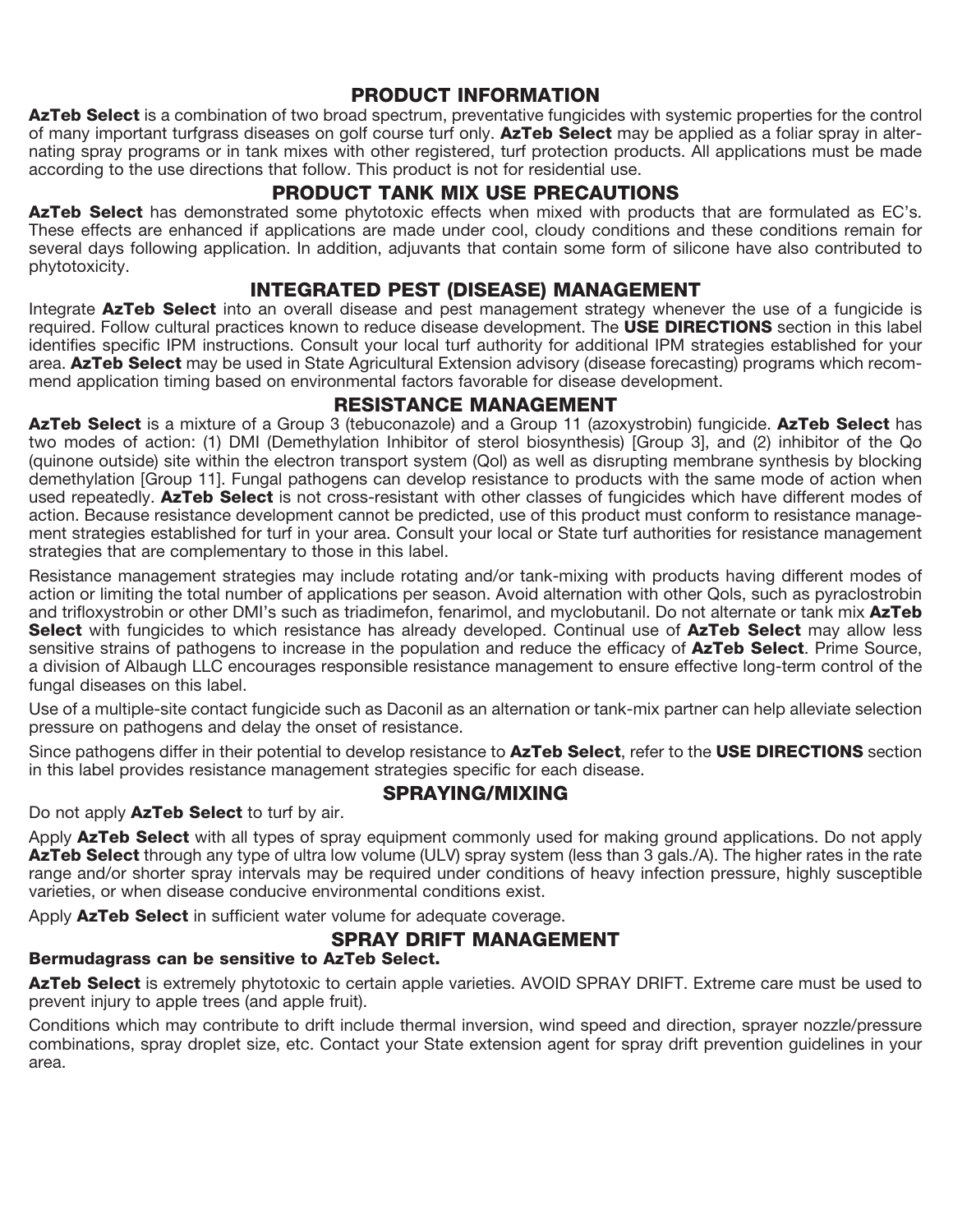## PRODUCT INFORMATION

**AzTeb Select** is a combination of two broad spectrum, preventative fungicides with systemic properties for the control of many important turfgrass diseases on golf course turf only. **AzTeb Select** may be applied as a foliar spray in alternating spray programs or in tank mixes with other registered, turf protection products. All applications must be made according to the use directions that follow. This product is not for residential use.

## PRODUCT TANK MIX USE PRECAUTIONS

**AzTeb Select** has demonstrated some phytotoxic effects when mixed with products that are formulated as EC's. These effects are enhanced if applications are made under cool, cloudy conditions and these conditions remain for several days following application. In addition, adjuvants that contain some form of silicone have also contributed to phytotoxicity.

## INTEGRATED PEST (DISEASE) MANAGEMENT

Integrate **AzTeb Select** into an overall disease and pest management strategy whenever the use of a fungicide is required. Follow cultural practices known to reduce disease development. The **USE DIRECTIONS** section in this label identifies specific IPM instructions. Consult your local turf authority for additional IPM strategies established for your area. **AzTeb Select** may be used in State Agricultural Extension advisory (disease forecasting) programs which recommend application timing based on environmental factors favorable for disease development.

## RESISTANCE MANAGEMENT

**AzTeb Select** is a mixture of a Group 3 (tebuconazole) and a Group 11 (azoxystrobin) fungicide. **AzTeb Select** has two modes of action: (1) DMI (Demethylation Inhibitor of sterol biosynthesis) [Group 3], and (2) inhibitor of the Qo (quinone outside) site within the electron transport system (QoI) as well as disrupting membrane synthesis by blocking demethylation [Group 11]. Fungal pathogens can develop resistance to products with the same mode of action when used repeatedly. **AzTeb Select** is not cross-resistant with other classes of fungicides which have different modes of action. Because resistance development cannot be predicted, use of this product must conform to resistance management strategies established for turf in your area. Consult your local or State turf authorities for resistance management strategies that are complementary to those in this label.

Resistance management strategies may include rotating and/or tank-mixing with products having different modes of action or limiting the total number of applications per season. Avoid alternation with other QoIs, such as pyraclostrobin and trifloxystrobin or other DMI's such as triadimefon, fenarimol, and myclobutanil. Do not alternate or tank mix **AzTeb Select** with fungicides to which resistance has already developed. Continual use of **AzTeb Select** may allow less sensitive strains of pathogens to increase in the population and reduce the efficacy of **AzTeb Select**. Prime Source, a division of Albaugh LLC encourages responsible resistance management to ensure effective long-term control of the fungal diseases on this label.

Use of a multiple-site contact fungicide such as Daconil as an alternation or tank-mix partner can help alleviate selection pressure on pathogens and delay the onset of resistance.

Since pathogens differ in their potential to develop resistance to **AzTeb Select**, refer to the **USE DIRECTIONS** section in this label provides resistance management strategies specific for each disease.

## SPRAYING/MIXING

Do not apply **AzTeb Select** to turf by air.

Apply **AzTeb Select** with all types of spray equipment commonly used for making ground applications. Do not apply **AzTeb Select** through any type of ultra low volume (ULV) spray system (less than 3 gals./A). The higher rates in the rate range and/or shorter spray intervals may be required under conditions of heavy infection pressure, highly susceptible varieties, or when disease conducive environmental conditions exist.

Apply **AzTeb Select** in sufficient water volume for adequate coverage.

## SPRAY DRIFT MANAGEMENT

**Bermudagrass can be sensitive to AzTeb Select.**

**AzTeb Select** is extremely phytotoxic to certain apple varieties. AVOID SPRAY DRIFT. Extreme care must be used to prevent injury to apple trees (and apple fruit).

Conditions which may contribute to drift include thermal inversion, wind speed and direction, sprayer nozzle/pressure combinations, spray droplet size, etc. Contact your State extension agent for spray drift prevention guidelines in your area.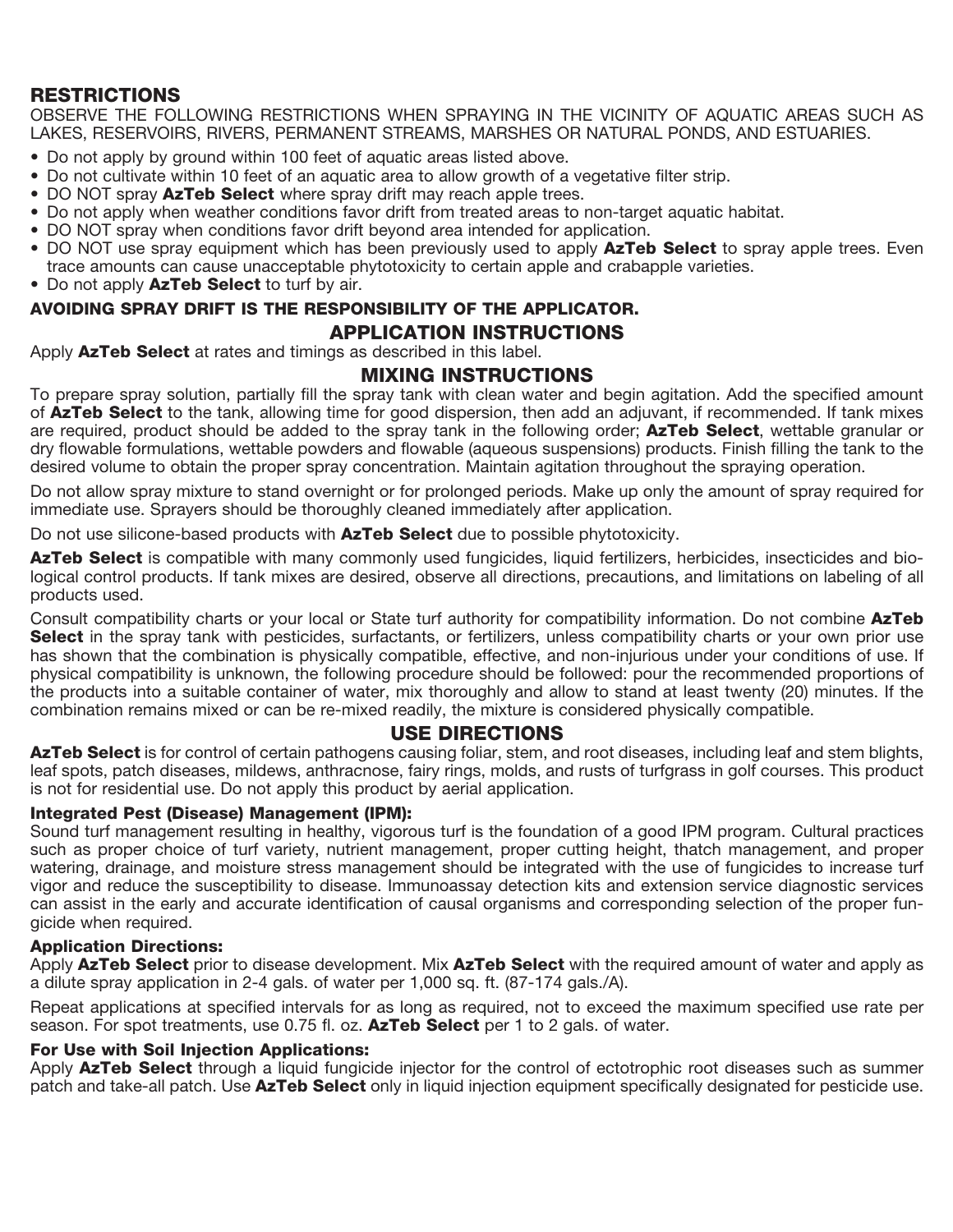## RESTRICTIONS

OBSERVE THE FOLLOWING RESTRICTIONS WHEN SPRAYING IN THE VICINITY OF AQUATIC AREAS SUCH AS LAKES, RESERVOIRS, RIVERS, PERMANENT STREAMS, MARSHES OR NATURAL PONDS, AND ESTUARIES.

- Do not apply by ground within 100 feet of aquatic areas listed above.
- Do not cultivate within 10 feet of an aquatic area to allow growth of a vegetative filter strip.
- DO NOT spray **AzTeb Select** where spray drift may reach apple trees.
- Do not apply when weather conditions favor drift from treated areas to non-target aquatic habitat.
- DO NOT spray when conditions favor drift beyond area intended for application.
- DO NOT use spray equipment which has been previously used to apply **AzTeb Select** to spray apple trees. Even trace amounts can cause unacceptable phytotoxicity to certain apple and crabapple varieties.
- Do not apply **AzTeb Select** to turf by air.

**AVOIDING SPRAY DRIFT IS THE RESPONSIBILITY OF THE APPLICATOR.**

## APPLICATION INSTRUCTIONS

Apply **AzTeb Select** at rates and timings as described in this label.

## MIXING INSTRUCTIONS

To prepare spray solution, partially fill the spray tank with clean water and begin agitation. Add the specified amount of **AzTeb Select** to the tank, allowing time for good dispersion, then add an adjuvant, if recommended. If tank mixes are required, product should be added to the spray tank in the following order; **AzTeb Select**, wettable granular or dry flowable formulations, wettable powders and flowable (aqueous suspensions) products. Finish filling the tank to the desired volume to obtain the proper spray concentration. Maintain agitation throughout the spraying operation.

Do not allow spray mixture to stand overnight or for prolonged periods. Make up only the amount of spray required for immediate use. Sprayers should be thoroughly cleaned immediately after application.

Do not use silicone-based products with **AzTeb Select** due to possible phytotoxicity.

**AzTeb Select** is compatible with many commonly used fungicides, liquid fertilizers, herbicides, insecticides and biological control products. If tank mixes are desired, observe all directions, precautions, and limitations on labeling of all products used.

Consult compatibility charts or your local or State turf authority for compatibility information. Do not combine **AzTeb Select** in the spray tank with pesticides, surfactants, or fertilizers, unless compatibility charts or your own prior use has shown that the combination is physically compatible, effective, and non-injurious under your conditions of use. If physical compatibility is unknown, the following procedure should be followed: pour the recommended proportions of the products into a suitable container of water, mix thoroughly and allow to stand at least twenty (20) minutes. If the combination remains mixed or can be re-mixed readily, the mixture is considered physically compatible.

## USE DIRECTIONS

**AzTeb Select** is for control of certain pathogens causing foliar, stem, and root diseases, including leaf and stem blights, leaf spots, patch diseases, mildews, anthracnose, fairy rings, molds, and rusts of turfgrass in golf courses. This product is not for residential use. Do not apply this product by aerial application.

### Integrated Pest (Disease) Management (IPM):

Sound turf management resulting in healthy, vigorous turf is the foundation of a good IPM program. Cultural practices such as proper choice of turf variety, nutrient management, proper cutting height, thatch management, and proper watering, drainage, and moisture stress management should be integrated with the use of fungicides to increase turf vigor and reduce the susceptibility to disease. Immunoassay detection kits and extension service diagnostic services can assist in the early and accurate identification of causal organisms and corresponding selection of the proper fungicide when required.

### Application Directions:

Apply **AzTeb Select** prior to disease development. Mix **AzTeb Select** with the required amount of water and apply as a dilute spray application in 2-4 gals. of water per 1,000 sq. ft. (87-174 gals./A).

Repeat applications at specified intervals for as long as required, not to exceed the maximum specified use rate per season. For spot treatments, use 0.75 fl. oz. **AzTeb Select** per 1 to 2 gals. of water.

### For Use with Soil Injection Applications:

Apply **AzTeb Select** through a liquid fungicide injector for the control of ectotrophic root diseases such as summer patch and take-all patch. Use **AzTeb Select** only in liquid injection equipment specifically designated for pesticide use.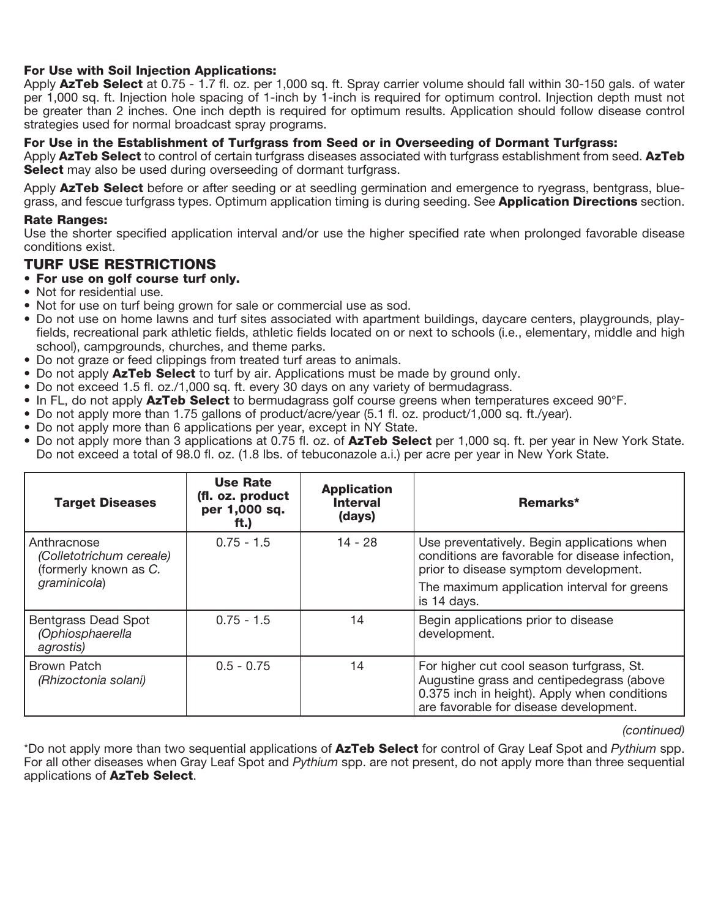**For Use with Soil Injection Applications:**
Apply **AzTeb Select** at 0.75 - 1.7 fl. oz. per 1,000 sq. ft. Spray carrier volume should fall within 30-150 gals. of water per 1,000 sq. ft. Injection hole spacing of 1-inch by 1-inch is required for optimum control. Injection depth must not be greater than 2 inches. One inch depth is required for optimum results. Application should follow disease control strategies used for normal broadcast spray programs.

**For Use in the Establishment of Turfgrass from Seed or in Overseeding of Dormant Turfgrass:**
Apply **AzTeb Select** to control of certain turfgrass diseases associated with turfgrass establishment from seed. **AzTeb Select** may also be used during overseeding of dormant turfgrass.

Apply **AzTeb Select** before or after seeding or at seedling germination and emergence to ryegrass, bentgrass, bluegrass, and fescue turfgrass types. Optimum application timing is during seeding. See **Application Directions** section.

**Rate Ranges:**
Use the shorter specified application interval and/or use the higher specified rate when prolonged favorable disease conditions exist.

## TURF USE RESTRICTIONS

- **For use on golf course turf only.**
- Not for residential use.
- Not for use on turf being grown for sale or commercial use as sod.
- Do not use on home lawns and turf sites associated with apartment buildings, daycare centers, playgrounds, playfields, recreational park athletic fields, athletic fields located on or next to schools (i.e., elementary, middle and high school), campgrounds, churches, and theme parks.
- Do not graze or feed clippings from treated turf areas to animals.
- Do not apply **AzTeb Select** to turf by air. Applications must be made by ground only.
- Do not exceed 1.5 fl. oz./1,000 sq. ft. every 30 days on any variety of bermudagrass.
- In FL, do not apply **AzTeb Select** to bermudagrass golf course greens when temperatures exceed 90°F.
- Do not apply more than 1.75 gallons of product/acre/year (5.1 fl. oz. product/1,000 sq. ft./year).
- Do not apply more than 6 applications per year, except in NY State.
- Do not apply more than 3 applications at 0.75 fl. oz. of **AzTeb Select** per 1,000 sq. ft. per year in New York State. Do not exceed a total of 98.0 fl. oz. (1.8 lbs. of tebuconazole a.i.) per acre per year in New York State.

| Target Diseases | Use Rate (fl. oz. product per 1,000 sq. ft.) | Application Interval (days) | Remarks* |
|---|---|---|---|
| Anthracnose *(Colletotrichum cereale)* (formerly known as *C. graminicola*) | 0.75 - 1.5 | 14 - 28 | Use preventatively. Begin applications when conditions are favorable for disease infection, prior to disease symptom development. The maximum application interval for greens is 14 days. |
| Bentgrass Dead Spot *(Ophiosphaerella agrostis)* | 0.75 - 1.5 | 14 | Begin applications prior to disease development. |
| Brown Patch *(Rhizoctonia solani)* | 0.5 - 0.75 | 14 | For higher cut cool season turfgrass, St. Augustine grass and centipedegrass (above 0.375 inch in height). Apply when conditions are favorable for disease development. |

*(continued)*

*Do not apply more than two sequential applications of **AzTeb Select** for control of Gray Leaf Spot and *Pythium* spp. For all other diseases when Gray Leaf Spot and *Pythium* spp. are not present, do not apply more than three sequential applications of **AzTeb Select**.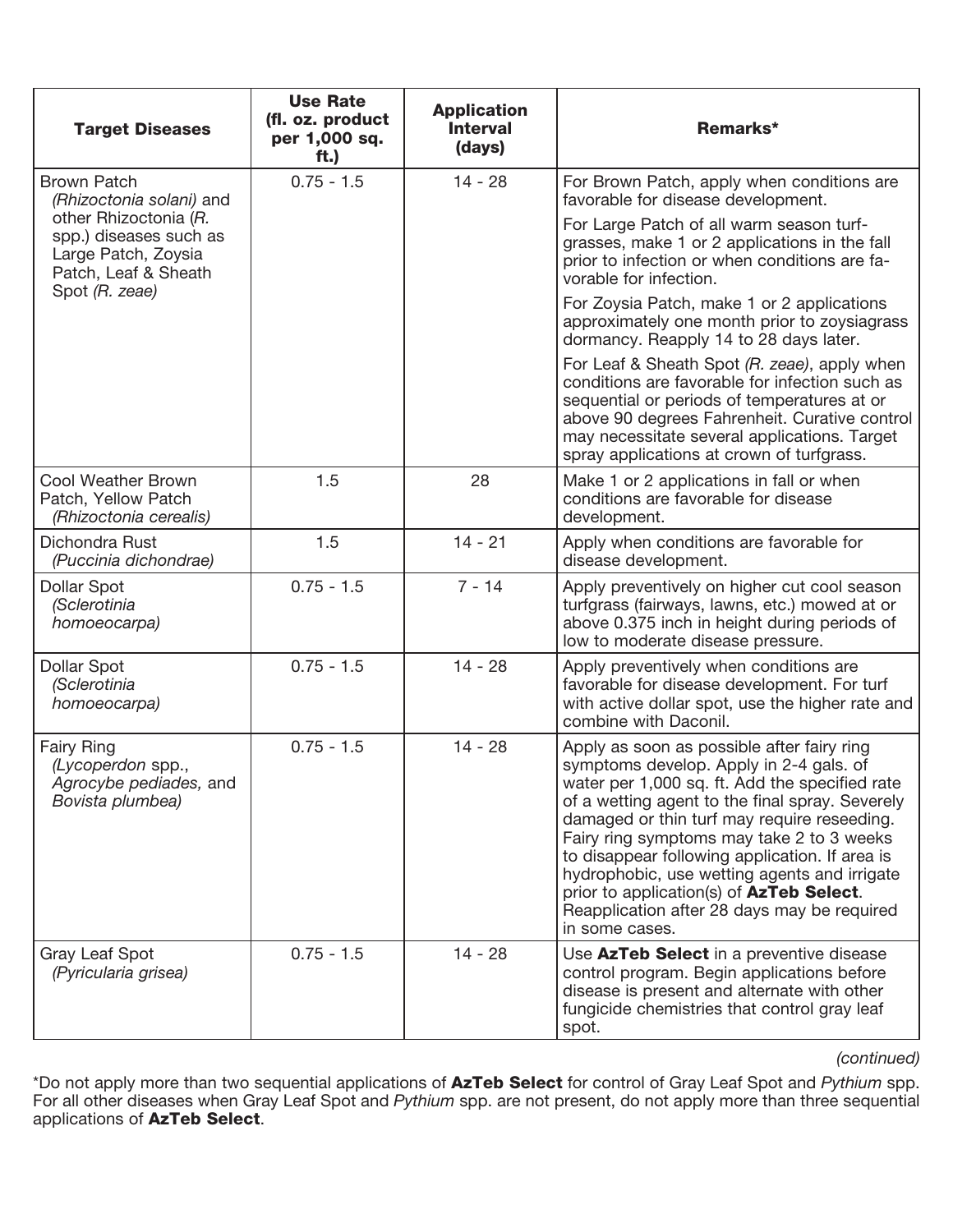| Target Diseases | Use Rate (fl. oz. product per 1,000 sq. ft.) | Application Interval (days) | Remarks* |
|---|---|---|---|
| Brown Patch *(Rhizoctonia solani)* and other Rhizoctonia (*R.* spp.) diseases such as Large Patch, Zoysia Patch, Leaf & Sheath Spot *(R. zeae)* | 0.75 - 1.5 | 14 - 28 | For Brown Patch, apply when conditions are favorable for disease development.<br>For Large Patch of all warm season turfgrasses, make 1 or 2 applications in the fall prior to infection or when conditions are favorable for infection.<br>For Zoysia Patch, make 1 or 2 applications approximately one month prior to zoysiagrass dormancy. Reapply 14 to 28 days later.<br>For Leaf & Sheath Spot *(R. zeae)*, apply when conditions are favorable for infection such as sequential or periods of temperatures at or above 90 degrees Fahrenheit. Curative control may necessitate several applications. Target spray applications at crown of turfgrass. |
| Cool Weather Brown Patch, Yellow Patch *(Rhizoctonia cerealis)* | 1.5 | 28 | Make 1 or 2 applications in fall or when conditions are favorable for disease development. |
| Dichondra Rust *(Puccinia dichondrae)* | 1.5 | 14 - 21 | Apply when conditions are favorable for disease development. |
| Dollar Spot *(Sclerotinia homoeocarpa)* | 0.75 - 1.5 | 7 - 14 | Apply preventively on higher cut cool season turfgrass (fairways, lawns, etc.) mowed at or above 0.375 inch in height during periods of low to moderate disease pressure. |
| Dollar Spot *(Sclerotinia homoeocarpa)* | 0.75 - 1.5 | 14 - 28 | Apply preventively when conditions are favorable for disease development. For turf with active dollar spot, use the higher rate and combine with Daconil. |
| Fairy Ring *(Lycoperdon* spp., *Agrocybe pediades,* and *Bovista plumbea)* | 0.75 - 1.5 | 14 - 28 | Apply as soon as possible after fairy ring symptoms develop. Apply in 2-4 gals. of water per 1,000 sq. ft. Add the specified rate of a wetting agent to the final spray. Severely damaged or thin turf may require reseeding. Fairy ring symptoms may take 2 to 3 weeks to disappear following application. If area is hydrophobic, use wetting agents and irrigate prior to application(s) of **AzTeb Select**. Reapplication after 28 days may be required in some cases. |
| Gray Leaf Spot *(Pyricularia grisea)* | 0.75 - 1.5 | 14 - 28 | Use **AzTeb Select** in a preventive disease control program. Begin applications before disease is present and alternate with other fungicide chemistries that control gray leaf spot. |

*(continued)*

*Do not apply more than two sequential applications of **AzTeb Select** for control of Gray Leaf Spot and *Pythium* spp. For all other diseases when Gray Leaf Spot and *Pythium* spp. are not present, do not apply more than three sequential applications of **AzTeb Select**.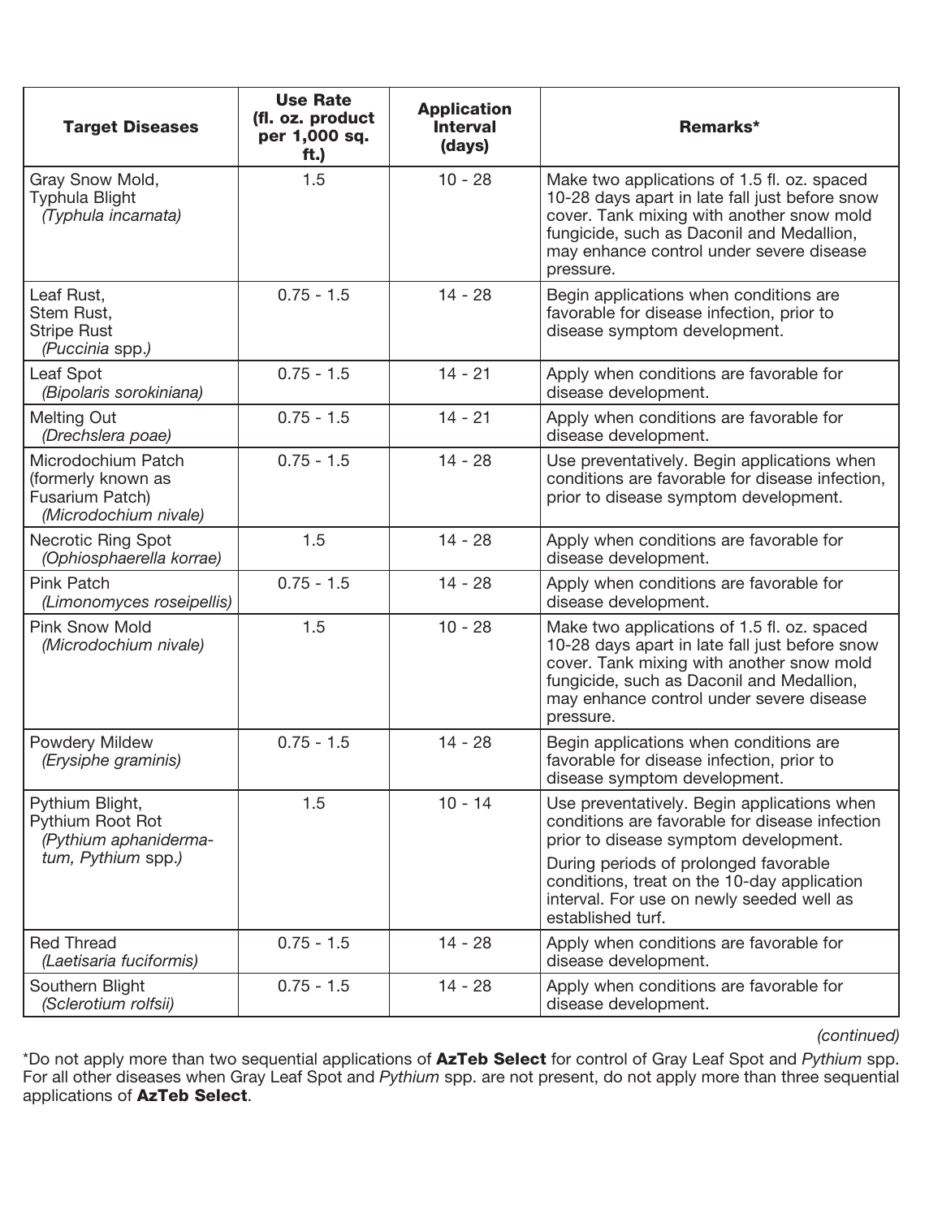| Target Diseases | Use Rate (fl. oz. product per 1,000 sq. ft.) | Application Interval (days) | Remarks* |
|---|---|---|---|
| Gray Snow Mold, Typhula Blight *(Typhula incarnata)* | 1.5 | 10 - 28 | Make two applications of 1.5 fl. oz. spaced 10-28 days apart in late fall just before snow cover. Tank mixing with another snow mold fungicide, such as Daconil and Medallion, may enhance control under severe disease pressure. |
| Leaf Rust, Stem Rust, Stripe Rust *(Puccinia spp.)* | 0.75 - 1.5 | 14 - 28 | Begin applications when conditions are favorable for disease infection, prior to disease symptom development. |
| Leaf Spot *(Bipolaris sorokiniana)* | 0.75 - 1.5 | 14 - 21 | Apply when conditions are favorable for disease development. |
| Melting Out *(Drechslera poae)* | 0.75 - 1.5 | 14 - 21 | Apply when conditions are favorable for disease development. |
| Microdochium Patch (formerly known as Fusarium Patch) *(Microdochium nivale)* | 0.75 - 1.5 | 14 - 28 | Use preventatively. Begin applications when conditions are favorable for disease infection, prior to disease symptom development. |
| Necrotic Ring Spot *(Ophiosphaerella korrae)* | 1.5 | 14 - 28 | Apply when conditions are favorable for disease development. |
| Pink Patch *(Limonomyces roseipellis)* | 0.75 - 1.5 | 14 - 28 | Apply when conditions are favorable for disease development. |
| Pink Snow Mold *(Microdochium nivale)* | 1.5 | 10 - 28 | Make two applications of 1.5 fl. oz. spaced 10-28 days apart in late fall just before snow cover. Tank mixing with another snow mold fungicide, such as Daconil and Medallion, may enhance control under severe disease pressure. |
| Powdery Mildew *(Erysiphe graminis)* | 0.75 - 1.5 | 14 - 28 | Begin applications when conditions are favorable for disease infection, prior to disease symptom development. |
| Pythium Blight, Pythium Root Rot *(Pythium aphanidermatum, Pythium spp.)* | 1.5 | 10 - 14 | Use preventatively. Begin applications when conditions are favorable for disease infection prior to disease symptom development. During periods of prolonged favorable conditions, treat on the 10-day application interval. For use on newly seeded well as established turf. |
| Red Thread *(Laetisaria fuciformis)* | 0.75 - 1.5 | 14 - 28 | Apply when conditions are favorable for disease development. |
| Southern Blight *(Sclerotium rolfsii)* | 0.75 - 1.5 | 14 - 28 | Apply when conditions are favorable for disease development. |

*(continued)*

*Do not apply more than two sequential applications of **AzTeb Select** for control of Gray Leaf Spot and *Pythium* spp. For all other diseases when Gray Leaf Spot and *Pythium* spp. are not present, do not apply more than three sequential applications of **AzTeb Select**.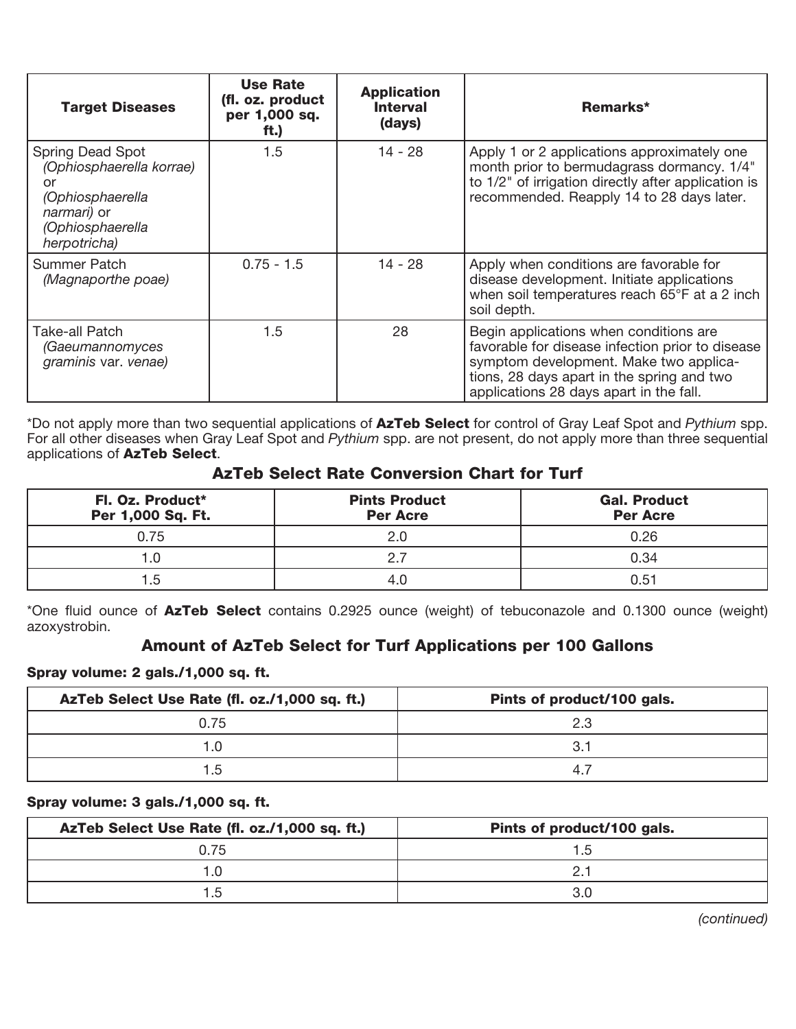| Target Diseases | Use Rate (fl. oz. product per 1,000 sq. ft.) | Application Interval (days) | Remarks* |
|---|---|---|---|
| Spring Dead Spot *(Ophiosphaerella korrae)* or *(Ophiosphaerella narmari)* or *(Ophiosphaerella herpotricha)* | 1.5 | 14 - 28 | Apply 1 or 2 applications approximately one month prior to bermudagrass dormancy. 1/4" to 1/2" of irrigation directly after application is recommended. Reapply 14 to 28 days later. |
| Summer Patch *(Magnaporthe poae)* | 0.75 - 1.5 | 14 - 28 | Apply when conditions are favorable for disease development. Initiate applications when soil temperatures reach 65°F at a 2 inch soil depth. |
| Take-all Patch *(Gaeumannomyces graminis* var. *venae)* | 1.5 | 28 | Begin applications when conditions are favorable for disease infection prior to disease symptom development. Make two applications, 28 days apart in the spring and two applications 28 days apart in the fall. |

*Do not apply more than two sequential applications of **AzTeb Select** for control of Gray Leaf Spot and *Pythium* spp. For all other diseases when Gray Leaf Spot and *Pythium* spp. are not present, do not apply more than three sequential applications of **AzTeb Select**.

### AzTeb Select Rate Conversion Chart for Turf

| Fl. Oz. Product* Per 1,000 Sq. Ft. | Pints Product Per Acre | Gal. Product Per Acre |
|---|---|---|
| 0.75 | 2.0 | 0.26 |
| 1.0 | 2.7 | 0.34 |
| 1.5 | 4.0 | 0.51 |

*One fluid ounce of **AzTeb Select** contains 0.2925 ounce (weight) of tebuconazole and 0.1300 ounce (weight) azoxystrobin.

### Amount of AzTeb Select for Turf Applications per 100 Gallons

**Spray volume: 2 gals./1,000 sq. ft.**

| AzTeb Select Use Rate (fl. oz./1,000 sq. ft.) | Pints of product/100 gals. |
|---|---|
| 0.75 | 2.3 |
| 1.0 | 3.1 |
| 1.5 | 4.7 |

**Spray volume: 3 gals./1,000 sq. ft.**

| AzTeb Select Use Rate (fl. oz./1,000 sq. ft.) | Pints of product/100 gals. |
|---|---|
| 0.75 | 1.5 |
| 1.0 | 2.1 |
| 1.5 | 3.0 |

*(continued)*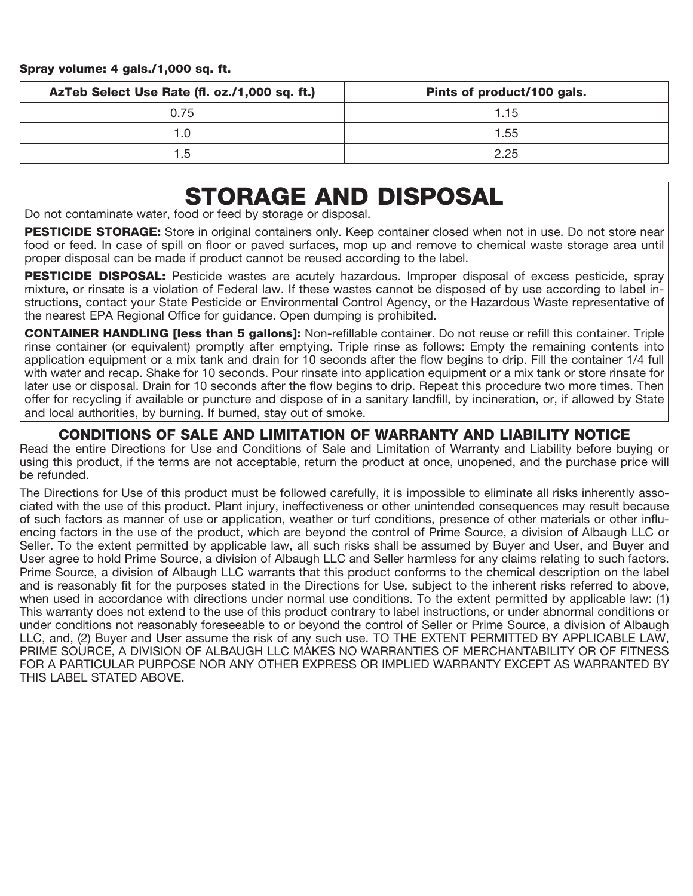**Spray volume: 4 gals./1,000 sq. ft.**

| AzTeb Select Use Rate (fl. oz./1,000 sq. ft.) | Pints of product/100 gals. |
|---|---|
| 0.75 | 1.15 |
| 1.0 | 1.55 |
| 1.5 | 2.25 |

# STORAGE AND DISPOSAL

Do not contaminate water, food or feed by storage or disposal.

**PESTICIDE STORAGE:** Store in original containers only. Keep container closed when not in use. Do not store near food or feed. In case of spill on floor or paved surfaces, mop up and remove to chemical waste storage area until proper disposal can be made if product cannot be reused according to the label.

**PESTICIDE DISPOSAL:** Pesticide wastes are acutely hazardous. Improper disposal of excess pesticide, spray mixture, or rinsate is a violation of Federal law. If these wastes cannot be disposed of by use according to label instructions, contact your State Pesticide or Environmental Control Agency, or the Hazardous Waste representative of the nearest EPA Regional Office for guidance. Open dumping is prohibited.

**CONTAINER HANDLING [less than 5 gallons]:** Non-refillable container. Do not reuse or refill this container. Triple rinse container (or equivalent) promptly after emptying. Triple rinse as follows: Empty the remaining contents into application equipment or a mix tank and drain for 10 seconds after the flow begins to drip. Fill the container 1/4 full with water and recap. Shake for 10 seconds. Pour rinsate into application equipment or a mix tank or store rinsate for later use or disposal. Drain for 10 seconds after the flow begins to drip. Repeat this procedure two more times. Then offer for recycling if available or puncture and dispose of in a sanitary landfill, by incineration, or, if allowed by State and local authorities, by burning. If burned, stay out of smoke.

## CONDITIONS OF SALE AND LIMITATION OF WARRANTY AND LIABILITY NOTICE

Read the entire Directions for Use and Conditions of Sale and Limitation of Warranty and Liability before buying or using this product, if the terms are not acceptable, return the product at once, unopened, and the purchase price will be refunded.

The Directions for Use of this product must be followed carefully, it is impossible to eliminate all risks inherently associated with the use of this product. Plant injury, ineffectiveness or other unintended consequences may result because of such factors as manner of use or application, weather or turf conditions, presence of other materials or other influencing factors in the use of the product, which are beyond the control of Prime Source, a division of Albaugh LLC or Seller. To the extent permitted by applicable law, all such risks shall be assumed by Buyer and User, and Buyer and User agree to hold Prime Source, a division of Albaugh LLC and Seller harmless for any claims relating to such factors. Prime Source, a division of Albaugh LLC warrants that this product conforms to the chemical description on the label and is reasonably fit for the purposes stated in the Directions for Use, subject to the inherent risks referred to above, when used in accordance with directions under normal use conditions. To the extent permitted by applicable law: (1) This warranty does not extend to the use of this product contrary to label instructions, or under abnormal conditions or under conditions not reasonably foreseeable to or beyond the control of Seller or Prime Source, a division of Albaugh LLC, and, (2) Buyer and User assume the risk of any such use. TO THE EXTENT PERMITTED BY APPLICABLE LAW, PRIME SOURCE, A DIVISION OF ALBAUGH LLC MAKES NO WARRANTIES OF MERCHANTABILITY OR OF FITNESS FOR A PARTICULAR PURPOSE NOR ANY OTHER EXPRESS OR IMPLIED WARRANTY EXCEPT AS WARRANTED BY THIS LABEL STATED ABOVE.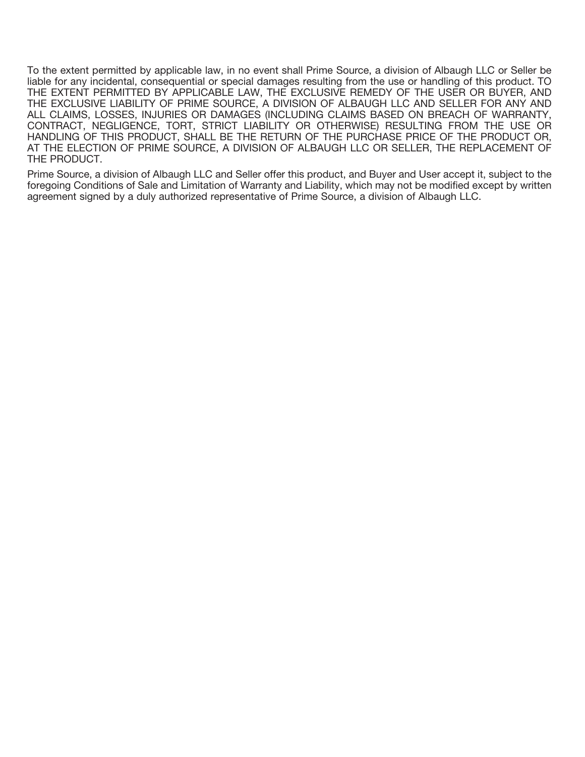To the extent permitted by applicable law, in no event shall Prime Source, a division of Albaugh LLC or Seller be liable for any incidental, consequential or special damages resulting from the use or handling of this product. TO THE EXTENT PERMITTED BY APPLICABLE LAW, THE EXCLUSIVE REMEDY OF THE USER OR BUYER, AND THE EXCLUSIVE LIABILITY OF PRIME SOURCE, A DIVISION OF ALBAUGH LLC AND SELLER FOR ANY AND ALL CLAIMS, LOSSES, INJURIES OR DAMAGES (INCLUDING CLAIMS BASED ON BREACH OF WARRANTY, CONTRACT, NEGLIGENCE, TORT, STRICT LIABILITY OR OTHERWISE) RESULTING FROM THE USE OR HANDLING OF THIS PRODUCT, SHALL BE THE RETURN OF THE PURCHASE PRICE OF THE PRODUCT OR, AT THE ELECTION OF PRIME SOURCE, A DIVISION OF ALBAUGH LLC OR SELLER, THE REPLACEMENT OF THE PRODUCT.

Prime Source, a division of Albaugh LLC and Seller offer this product, and Buyer and User accept it, subject to the foregoing Conditions of Sale and Limitation of Warranty and Liability, which may not be modified except by written agreement signed by a duly authorized representative of Prime Source, a division of Albaugh LLC.